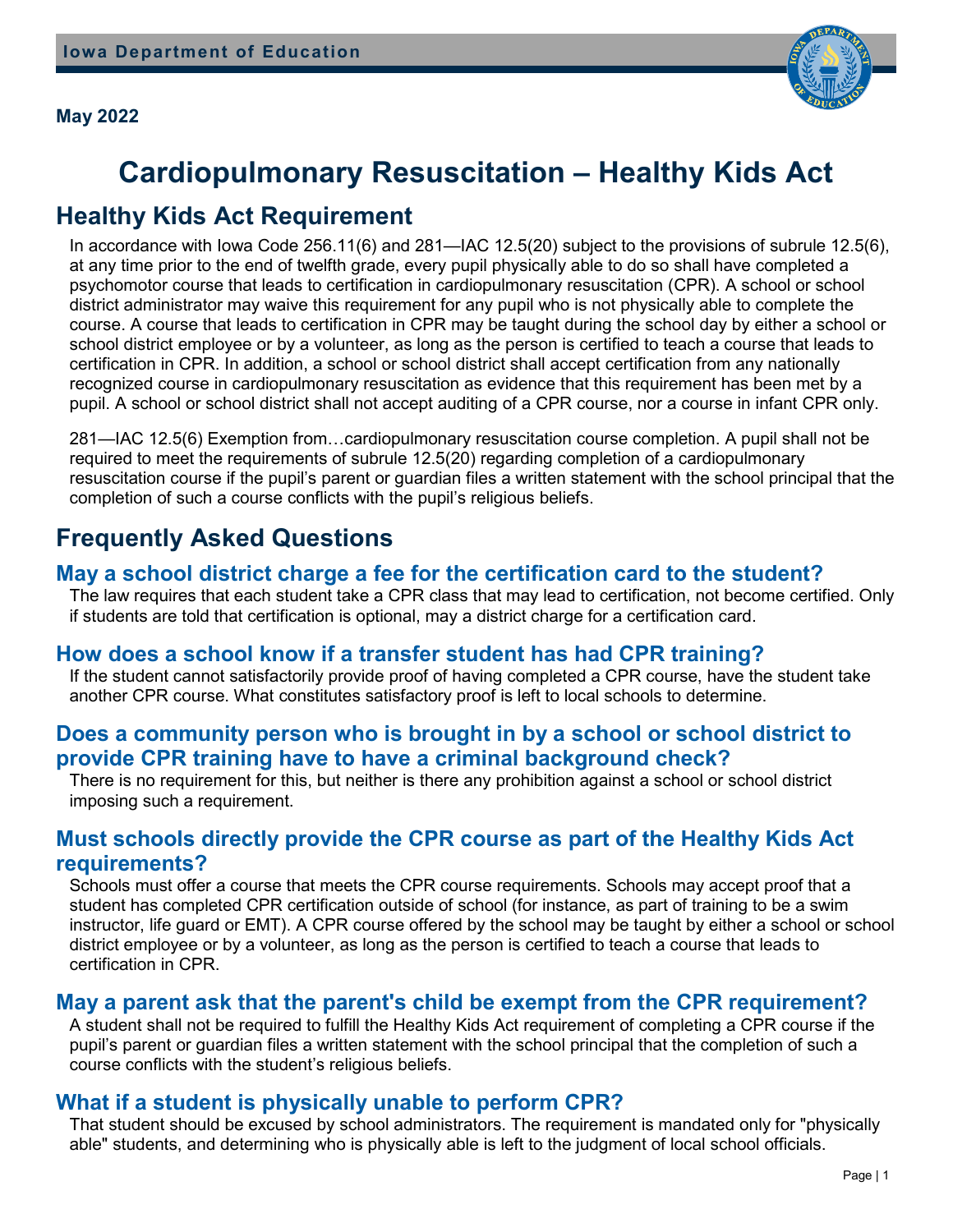Iowa Department of Education

May 2022

# Cardiopulmonary Resuscitation – Healthy Kids Act

## Healthy Kids Act Requirement

In accordance with Iowa Code 256.11(6) and 281—IAC 12.5(20) subject to the provisions of subrule 12.5(6), at any time prior to the end of twelfth grade, every pupil physically able to do so shall have completed a psychomotor course that leads to certification in cardiopulmonary resuscitation (CPR). A school or school district administrator may waive this requirement for any pupil who is not physically able to complete the course. A course that leads to certification in CPR may be taught during the school day by either a school or school district employee or by a volunteer, as long as the person is certified to teach a course that leads to certification in CPR. In addition, a school or school district shall accept certification from any nationally recognized course in cardiopulmonary resuscitation as evidence that this requirement has been met by a pupil. A school or school district shall not accept auditing of a CPR course, nor a course in infant CPR only.

281—IAC 12.5(6) Exemption from…cardiopulmonary resuscitation course completion. A pupil shall not be required to meet the requirements of subrule 12.5(20) regarding completion of a cardiopulmonary resuscitation course if the pupil's parent or guardian files a written statement with the school principal that the completion of such a course conflicts with the pupil's religious beliefs.

## Frequently Asked Questions

### May a school district charge a fee for the certification card to the student?

The law requires that each student take a CPR class that may lead to certification, not become certified. Only if students are told that certification is optional, may a district charge for a certification card.

### How does a school know if a transfer student has had CPR training?

If the student cannot satisfactorily provide proof of having completed a CPR course, have the student take another CPR course. What constitutes satisfactory proof is left to local schools to determine.

### Does a community person who is brought in by a school or school district to provide CPR training have to have a criminal background check?

There is no requirement for this, but neither is there any prohibition against a school or school district imposing such a requirement.

### Must schools directly provide the CPR course as part of the Healthy Kids Act requirements?

Schools must offer a course that meets the CPR course requirements. Schools may accept proof that a student has completed CPR certification outside of school (for instance, as part of training to be a swim instructor, life guard or EMT). A CPR course offered by the school may be taught by either a school or school district employee or by a volunteer, as long as the person is certified to teach a course that leads to certification in CPR.

### May a parent ask that the parent's child be exempt from the CPR requirement?

A student shall not be required to fulfill the Healthy Kids Act requirement of completing a CPR course if the pupil's parent or guardian files a written statement with the school principal that the completion of such a course conflicts with the student's religious beliefs.

### What if a student is physically unable to perform CPR?

That student should be excused by school administrators. The requirement is mandated only for "physically able" students, and determining who is physically able is left to the judgment of local school officials.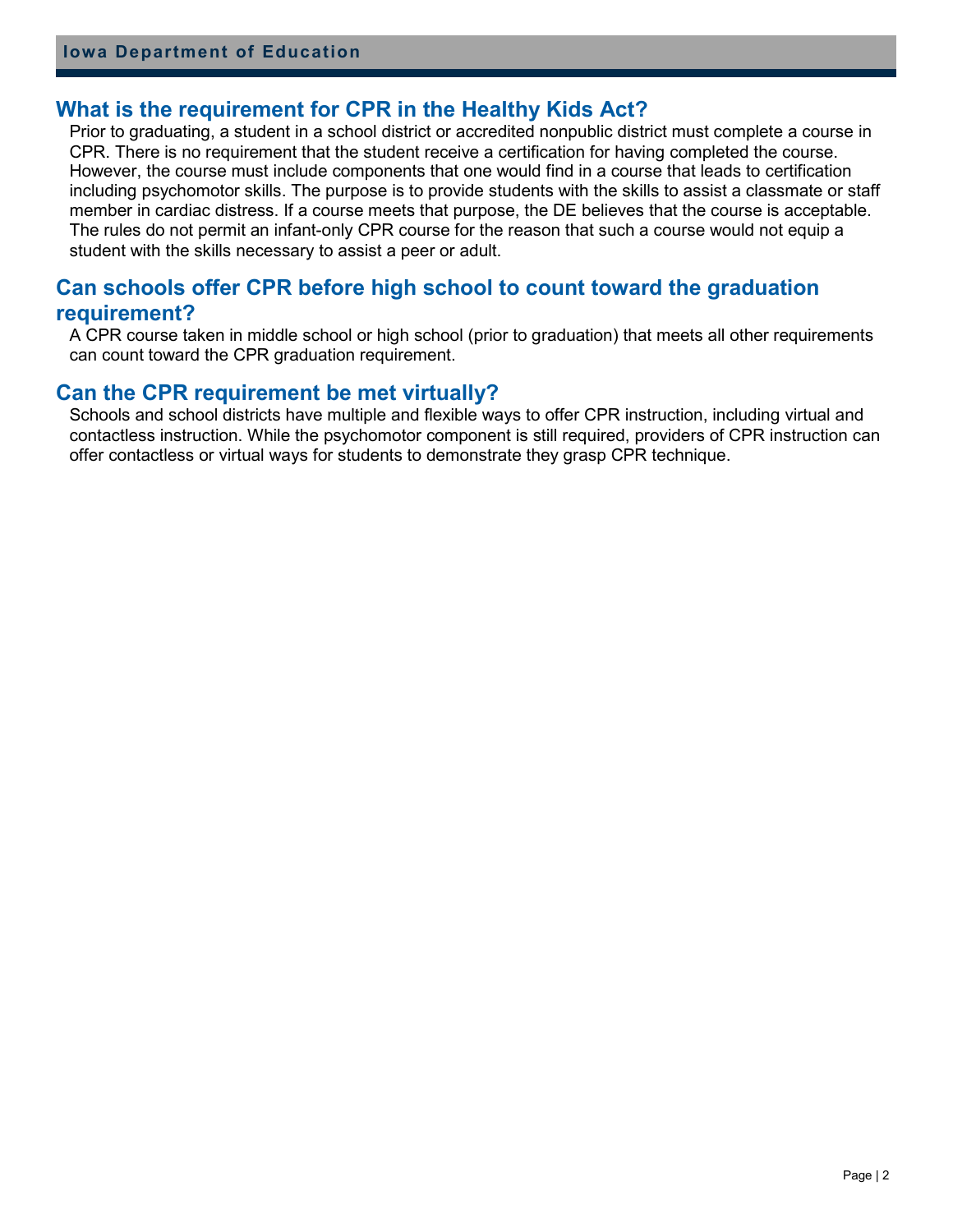## What is the requirement for CPR in the Healthy Kids Act?

Prior to graduating, a student in a school district or accredited nonpublic district must complete a course in CPR. There is no requirement that the student receive a certification for having completed the course. However, the course must include components that one would find in a course that leads to certification including psychomotor skills. The purpose is to provide students with the skills to assist a classmate or staff member in cardiac distress. If a course meets that purpose, the DE believes that the course is acceptable. The rules do not permit an infant-only CPR course for the reason that such a course would not equip a student with the skills necessary to assist a peer or adult.

## Can schools offer CPR before high school to count toward the graduation requirement?

A CPR course taken in middle school or high school (prior to graduation) that meets all other requirements can count toward the CPR graduation requirement.

## Can the CPR requirement be met virtually?

Schools and school districts have multiple and flexible ways to offer CPR instruction, including virtual and contactless instruction. While the psychomotor component is still required, providers of CPR instruction can offer contactless or virtual ways for students to demonstrate they grasp CPR technique.